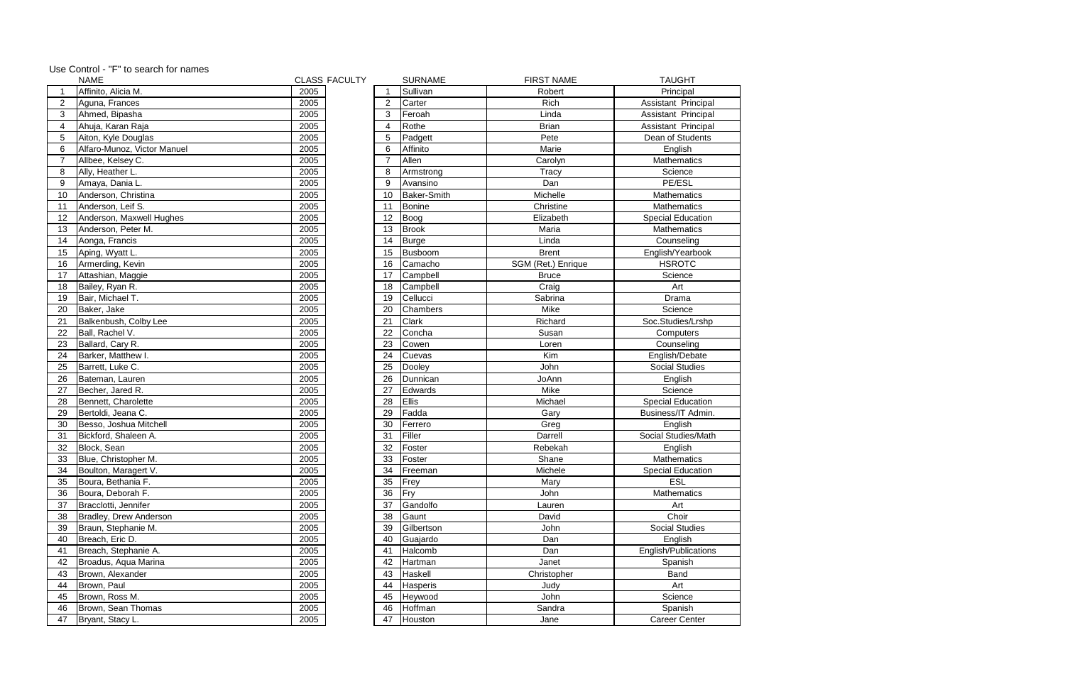Use Control - "F" to search for names

| | NAME | CLASS | FACULTY | SURNAME | FIRST NAME | TAUGHT |
|---|---|---|---|---|---|---|
| 1 | Affinito, Alicia M. | 2005 | 1 | Sullivan | Robert | Principal |
| 2 | Aguna, Frances | 2005 | 2 | Carter | Rich | Assistant Principal |
| 3 | Ahmed, Bipasha | 2005 | 3 | Feroah | Linda | Assistant Principal |
| 4 | Ahuja, Karan Raja | 2005 | 4 | Rothe | Brian | Assistant Principal |
| 5 | Aiton, Kyle Douglas | 2005 | 5 | Padgett | Pete | Dean of Students |
| 6 | Alfaro-Munoz, Victor Manuel | 2005 | 6 | Affinito | Marie | English |
| 7 | Allbee, Kelsey C. | 2005 | 7 | Allen | Carolyn | Mathematics |
| 8 | Ally, Heather L. | 2005 | 8 | Armstrong | Tracy | Science |
| 9 | Amaya, Dania L. | 2005 | 9 | Avansino | Dan | PE/ESL |
| 10 | Anderson, Christina | 2005 | 10 | Baker-Smith | Michelle | Mathematics |
| 11 | Anderson, Leif S. | 2005 | 11 | Bonine | Christine | Mathematics |
| 12 | Anderson, Maxwell Hughes | 2005 | 12 | Boog | Elizabeth | Special Education |
| 13 | Anderson, Peter M. | 2005 | 13 | Brook | Maria | Mathematics |
| 14 | Aonga, Francis | 2005 | 14 | Burge | Linda | Counseling |
| 15 | Aping, Wyatt L. | 2005 | 15 | Busboom | Brent | English/Yearbook |
| 16 | Armerding, Kevin | 2005 | 16 | Camacho | SGM (Ret.) Enrique | HSROTC |
| 17 | Attashian, Maggie | 2005 | 17 | Campbell | Bruce | Science |
| 18 | Bailey, Ryan R. | 2005 | 18 | Campbell | Craig | Art |
| 19 | Bair, Michael T. | 2005 | 19 | Cellucci | Sabrina | Drama |
| 20 | Baker, Jake | 2005 | 20 | Chambers | Mike | Science |
| 21 | Balkenbush, Colby Lee | 2005 | 21 | Clark | Richard | Soc.Studies/Lrshp |
| 22 | Ball, Rachel V. | 2005 | 22 | Concha | Susan | Computers |
| 23 | Ballard, Cary R. | 2005 | 23 | Cowen | Loren | Counseling |
| 24 | Barker, Matthew I. | 2005 | 24 | Cuevas | Kim | English/Debate |
| 25 | Barrett, Luke C. | 2005 | 25 | Dooley | John | Social Studies |
| 26 | Bateman, Lauren | 2005 | 26 | Dunnican | JoAnn | English |
| 27 | Becher, Jared R. | 2005 | 27 | Edwards | Mike | Science |
| 28 | Bennett, Charolette | 2005 | 28 | Ellis | Michael | Special Education |
| 29 | Bertoldi, Jeana C. | 2005 | 29 | Fadda | Gary | Business/IT Admin. |
| 30 | Besso, Joshua Mitchell | 2005 | 30 | Ferrero | Greg | English |
| 31 | Bickford, Shaleen A. | 2005 | 31 | Filler | Darrell | Social Studies/Math |
| 32 | Block, Sean | 2005 | 32 | Foster | Rebekah | English |
| 33 | Blue, Christopher M. | 2005 | 33 | Foster | Shane | Mathematics |
| 34 | Boulton, Maragert V. | 2005 | 34 | Freeman | Michele | Special Education |
| 35 | Boura, Bethania F. | 2005 | 35 | Frey | Mary | ESL |
| 36 | Boura, Deborah F. | 2005 | 36 | Fry | John | Mathematics |
| 37 | Bracclotti, Jennifer | 2005 | 37 | Gandolfo | Lauren | Art |
| 38 | Bradley, Drew Anderson | 2005 | 38 | Gaunt | David | Choir |
| 39 | Braun, Stephanie M. | 2005 | 39 | Gilbertson | John | Social Studies |
| 40 | Breach, Eric D. | 2005 | 40 | Guajardo | Dan | English |
| 41 | Breach, Stephanie A. | 2005 | 41 | Halcomb | Dan | English/Publications |
| 42 | Broadus, Aqua Marina | 2005 | 42 | Hartman | Janet | Spanish |
| 43 | Brown, Alexander | 2005 | 43 | Haskell | Christopher | Band |
| 44 | Brown, Paul | 2005 | 44 | Hasperis | Judy | Art |
| 45 | Brown, Ross M. | 2005 | 45 | Heywood | John | Science |
| 46 | Brown, Sean Thomas | 2005 | 46 | Hoffman | Sandra | Spanish |
| 47 | Bryant, Stacy L. | 2005 | 47 | Houston | Jane | Career Center |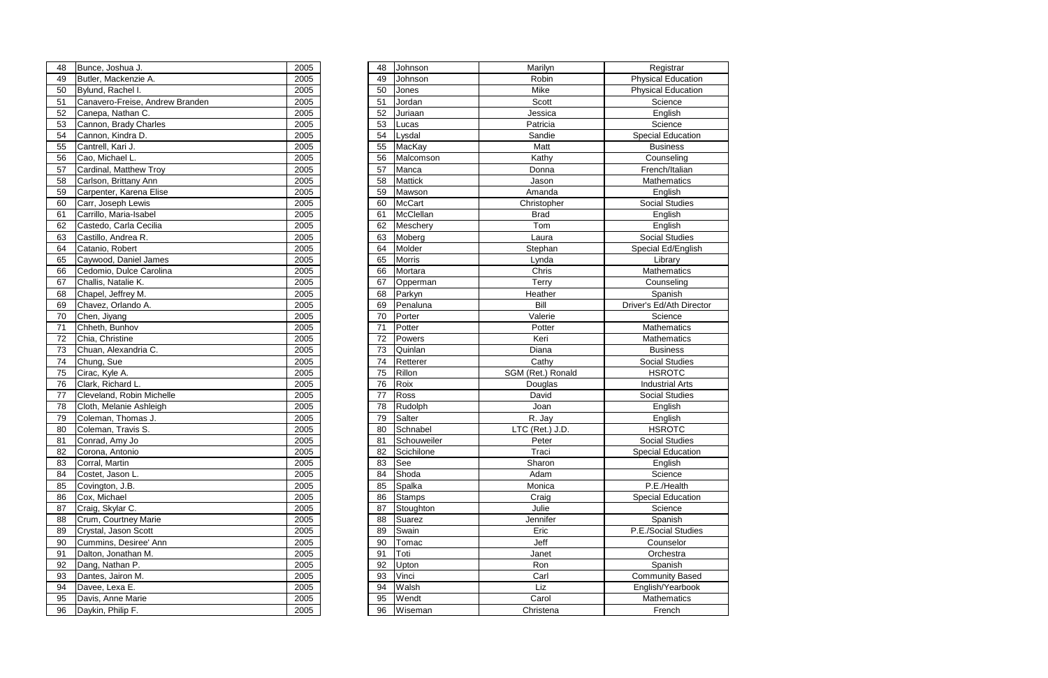| | | |
|---|---|---|
| 48 | Bunce, Joshua J. | 2005 |
| 49 | Butler, Mackenzie A. | 2005 |
| 50 | Bylund, Rachel I. | 2005 |
| 51 | Canavero-Freise, Andrew Branden | 2005 |
| 52 | Canepa, Nathan C. | 2005 |
| 53 | Cannon, Brady Charles | 2005 |
| 54 | Cannon, Kindra D. | 2005 |
| 55 | Cantrell, Kari J. | 2005 |
| 56 | Cao, Michael L. | 2005 |
| 57 | Cardinal, Matthew Troy | 2005 |
| 58 | Carlson, Brittany Ann | 2005 |
| 59 | Carpenter, Karena Elise | 2005 |
| 60 | Carr, Joseph Lewis | 2005 |
| 61 | Carrillo, Maria-Isabel | 2005 |
| 62 | Castedo, Carla Cecilia | 2005 |
| 63 | Castillo, Andrea R. | 2005 |
| 64 | Catanio, Robert | 2005 |
| 65 | Caywood, Daniel James | 2005 |
| 66 | Cedomio, Dulce Carolina | 2005 |
| 67 | Challis, Natalie K. | 2005 |
| 68 | Chapel, Jeffrey M. | 2005 |
| 69 | Chavez, Orlando A. | 2005 |
| 70 | Chen, Jiyang | 2005 |
| 71 | Chheth, Bunhov | 2005 |
| 72 | Chia, Christine | 2005 |
| 73 | Chuan, Alexandria C. | 2005 |
| 74 | Chung, Sue | 2005 |
| 75 | Cirac, Kyle A. | 2005 |
| 76 | Clark, Richard L. | 2005 |
| 77 | Cleveland, Robin Michelle | 2005 |
| 78 | Cloth, Melanie Ashleigh | 2005 |
| 79 | Coleman, Thomas J. | 2005 |
| 80 | Coleman, Travis S. | 2005 |
| 81 | Conrad, Amy Jo | 2005 |
| 82 | Corona, Antonio | 2005 |
| 83 | Corral, Martin | 2005 |
| 84 | Costet, Jason L. | 2005 |
| 85 | Covington, J.B. | 2005 |
| 86 | Cox, Michael | 2005 |
| 87 | Craig, Skylar C. | 2005 |
| 88 | Crum, Courtney Marie | 2005 |
| 89 | Crystal, Jason Scott | 2005 |
| 90 | Cummins, Desiree' Ann | 2005 |
| 91 | Dalton, Jonathan M. | 2005 |
| 92 | Dang, Nathan P. | 2005 |
| 93 | Dantes, Jairon M. | 2005 |
| 94 | Davee, Lexa E. | 2005 |
| 95 | Davis, Anne Marie | 2005 |
| 96 | Daykin, Philip F. | 2005 |

| | | | |
|---|---|---|---|
| 48 | Johnson | Marilyn | Registrar |
| 49 | Johnson | Robin | Physical Education |
| 50 | Jones | Mike | Physical Education |
| 51 | Jordan | Scott | Science |
| 52 | Juriaan | Jessica | English |
| 53 | Lucas | Patricia | Science |
| 54 | Lysdal | Sandie | Special Education |
| 55 | MacKay | Matt | Business |
| 56 | Malcomson | Kathy | Counseling |
| 57 | Manca | Donna | French/Italian |
| 58 | Mattick | Jason | Mathematics |
| 59 | Mawson | Amanda | English |
| 60 | McCart | Christopher | Social Studies |
| 61 | McClellan | Brad | English |
| 62 | Meschery | Tom | English |
| 63 | Moberg | Laura | Social Studies |
| 64 | Molder | Stephan | Special Ed/English |
| 65 | Morris | Lynda | Library |
| 66 | Mortara | Chris | Mathematics |
| 67 | Opperman | Terry | Counseling |
| 68 | Parkyn | Heather | Spanish |
| 69 | Penaluna | Bill | Driver's Ed/Ath Director |
| 70 | Porter | Valerie | Science |
| 71 | Potter | Potter | Mathematics |
| 72 | Powers | Keri | Mathematics |
| 73 | Quinlan | Diana | Business |
| 74 | Retterer | Cathy | Social Studies |
| 75 | Rillon | SGM (Ret.) Ronald | HSROTC |
| 76 | Roix | Douglas | Industrial Arts |
| 77 | Ross | David | Social Studies |
| 78 | Rudolph | Joan | English |
| 79 | Salter | R. Jay | English |
| 80 | Schnabel | LTC (Ret.) J.D. | HSROTC |
| 81 | Schouweiler | Peter | Social Studies |
| 82 | Scichilone | Traci | Special Education |
| 83 | See | Sharon | English |
| 84 | Shoda | Adam | Science |
| 85 | Spalka | Monica | P.E./Health |
| 86 | Stamps | Craig | Special Education |
| 87 | Stoughton | Julie | Science |
| 88 | Suarez | Jennifer | Spanish |
| 89 | Swain | Eric | P.E./Social Studies |
| 90 | Tomac | Jeff | Counselor |
| 91 | Toti | Janet | Orchestra |
| 92 | Upton | Ron | Spanish |
| 93 | Vinci | Carl | Community Based |
| 94 | Walsh | Liz | English/Yearbook |
| 95 | Wendt | Carol | Mathematics |
| 96 | Wiseman | Christena | French |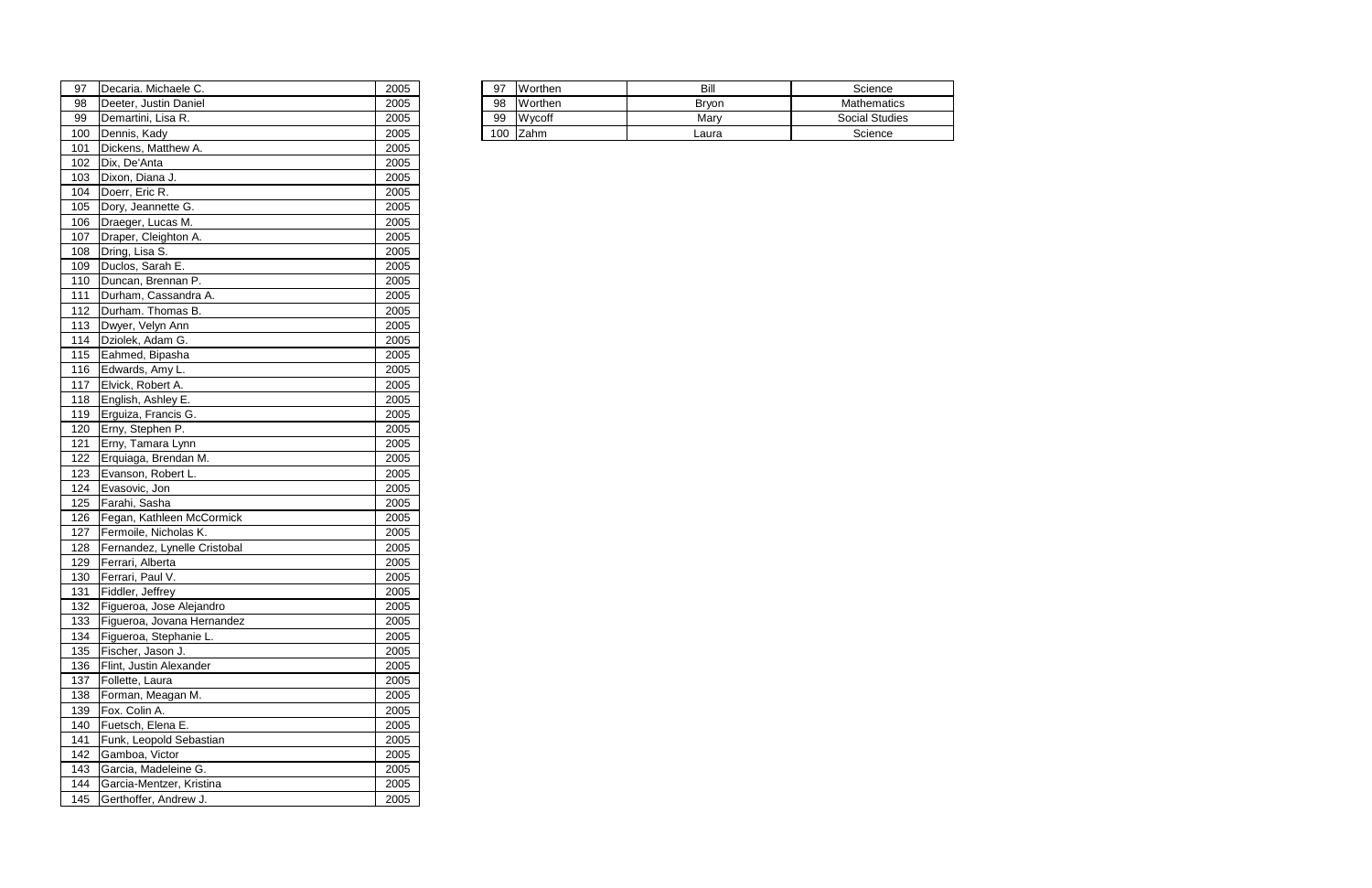| | | |
|---|---|---|
| 97 | Decaria. Michaele C. | 2005 |
| 98 | Deeter, Justin Daniel | 2005 |
| 99 | Demartini, Lisa R. | 2005 |
| 100 | Dennis, Kady | 2005 |
| 101 | Dickens, Matthew A. | 2005 |
| 102 | Dix, De'Anta | 2005 |
| 103 | Dixon, Diana J. | 2005 |
| 104 | Doerr, Eric R. | 2005 |
| 105 | Dory, Jeannette G. | 2005 |
| 106 | Draeger, Lucas M. | 2005 |
| 107 | Draper, Cleighton A. | 2005 |
| 108 | Dring, Lisa S. | 2005 |
| 109 | Duclos, Sarah E. | 2005 |
| 110 | Duncan, Brennan P. | 2005 |
| 111 | Durham, Cassandra A. | 2005 |
| 112 | Durham. Thomas B. | 2005 |
| 113 | Dwyer, Velyn Ann | 2005 |
| 114 | Dziolek, Adam G. | 2005 |
| 115 | Eahmed, Bipasha | 2005 |
| 116 | Edwards, Amy L. | 2005 |
| 117 | Elvick, Robert A. | 2005 |
| 118 | English, Ashley E. | 2005 |
| 119 | Erguiza, Francis G. | 2005 |
| 120 | Erny, Stephen P. | 2005 |
| 121 | Erny, Tamara Lynn | 2005 |
| 122 | Erquiaga, Brendan M. | 2005 |
| 123 | Evanson, Robert L. | 2005 |
| 124 | Evasovic, Jon | 2005 |
| 125 | Farahi, Sasha | 2005 |
| 126 | Fegan, Kathleen McCormick | 2005 |
| 127 | Fermoile, Nicholas K. | 2005 |
| 128 | Fernandez, Lynelle Cristobal | 2005 |
| 129 | Ferrari, Alberta | 2005 |
| 130 | Ferrari, Paul V. | 2005 |
| 131 | Fiddler, Jeffrey | 2005 |
| 132 | Figueroa, Jose Alejandro | 2005 |
| 133 | Figueroa, Jovana Hernandez | 2005 |
| 134 | Figueroa, Stephanie L. | 2005 |
| 135 | Fischer, Jason J. | 2005 |
| 136 | Flint, Justin Alexander | 2005 |
| 137 | Follette, Laura | 2005 |
| 138 | Forman, Meagan M. | 2005 |
| 139 | Fox. Colin A. | 2005 |
| 140 | Fuetsch, Elena E. | 2005 |
| 141 | Funk, Leopold Sebastian | 2005 |
| 142 | Gamboa, Victor | 2005 |
| 143 | Garcia, Madeleine G. | 2005 |
| 144 | Garcia-Mentzer, Kristina | 2005 |
| 145 | Gerthoffer, Andrew J. | 2005 |

| | | | |
|---|---|---|---|
| 97 | Worthen | Bill | Science |
| 98 | Worthen | Bryon | Mathematics |
| 99 | Wycoff | Mary | Social Studies |
| 100 | Zahm | Laura | Science |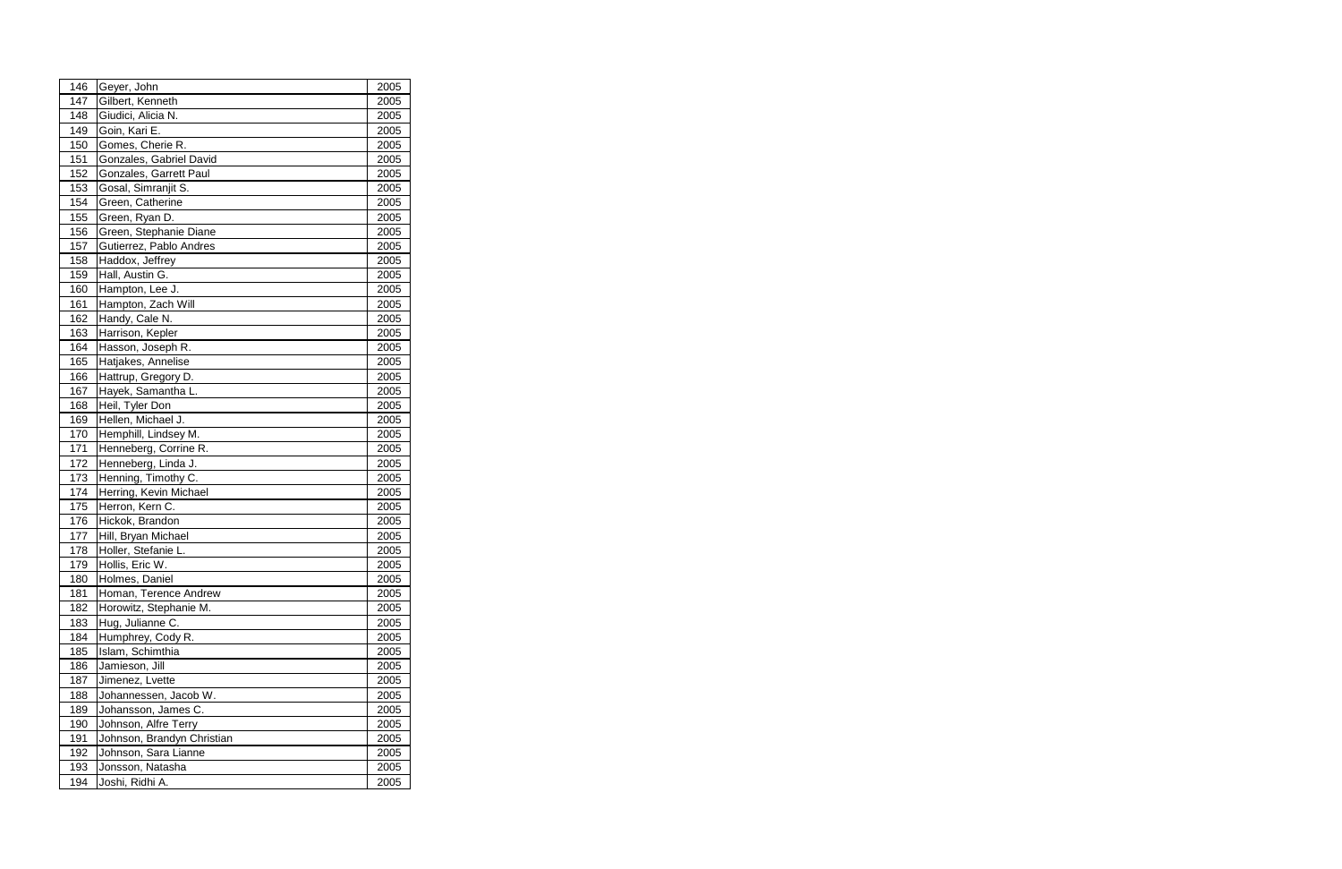| | | |
|---|---|---|
| 146 | Geyer, John | 2005 |
| 147 | Gilbert, Kenneth | 2005 |
| 148 | Giudici, Alicia N. | 2005 |
| 149 | Goin, Kari E. | 2005 |
| 150 | Gomes, Cherie R. | 2005 |
| 151 | Gonzales, Gabriel David | 2005 |
| 152 | Gonzales, Garrett Paul | 2005 |
| 153 | Gosal, Simranjit S. | 2005 |
| 154 | Green, Catherine | 2005 |
| 155 | Green, Ryan D. | 2005 |
| 156 | Green, Stephanie Diane | 2005 |
| 157 | Gutierrez, Pablo Andres | 2005 |
| 158 | Haddox, Jeffrey | 2005 |
| 159 | Hall, Austin G. | 2005 |
| 160 | Hampton, Lee J. | 2005 |
| 161 | Hampton, Zach Will | 2005 |
| 162 | Handy, Cale N. | 2005 |
| 163 | Harrison, Kepler | 2005 |
| 164 | Hasson, Joseph R. | 2005 |
| 165 | Hatjakes, Annelise | 2005 |
| 166 | Hattrup, Gregory D. | 2005 |
| 167 | Hayek, Samantha L. | 2005 |
| 168 | Heil, Tyler Don | 2005 |
| 169 | Hellen, Michael J. | 2005 |
| 170 | Hemphill, Lindsey M. | 2005 |
| 171 | Henneberg, Corrine R. | 2005 |
| 172 | Henneberg, Linda J. | 2005 |
| 173 | Henning, Timothy C. | 2005 |
| 174 | Herring, Kevin Michael | 2005 |
| 175 | Herron, Kern C. | 2005 |
| 176 | Hickok, Brandon | 2005 |
| 177 | Hill, Bryan Michael | 2005 |
| 178 | Holler, Stefanie L. | 2005 |
| 179 | Hollis, Eric W. | 2005 |
| 180 | Holmes, Daniel | 2005 |
| 181 | Homan, Terence Andrew | 2005 |
| 182 | Horowitz, Stephanie M. | 2005 |
| 183 | Hug, Julianne C. | 2005 |
| 184 | Humphrey, Cody R. | 2005 |
| 185 | Islam, Schimthia | 2005 |
| 186 | Jamieson, Jill | 2005 |
| 187 | Jimenez, Lvette | 2005 |
| 188 | Johannessen, Jacob W. | 2005 |
| 189 | Johansson, James C. | 2005 |
| 190 | Johnson, Alfre Terry | 2005 |
| 191 | Johnson, Brandyn Christian | 2005 |
| 192 | Johnson, Sara Lianne | 2005 |
| 193 | Jonsson, Natasha | 2005 |
| 194 | Joshi, Ridhi A. | 2005 |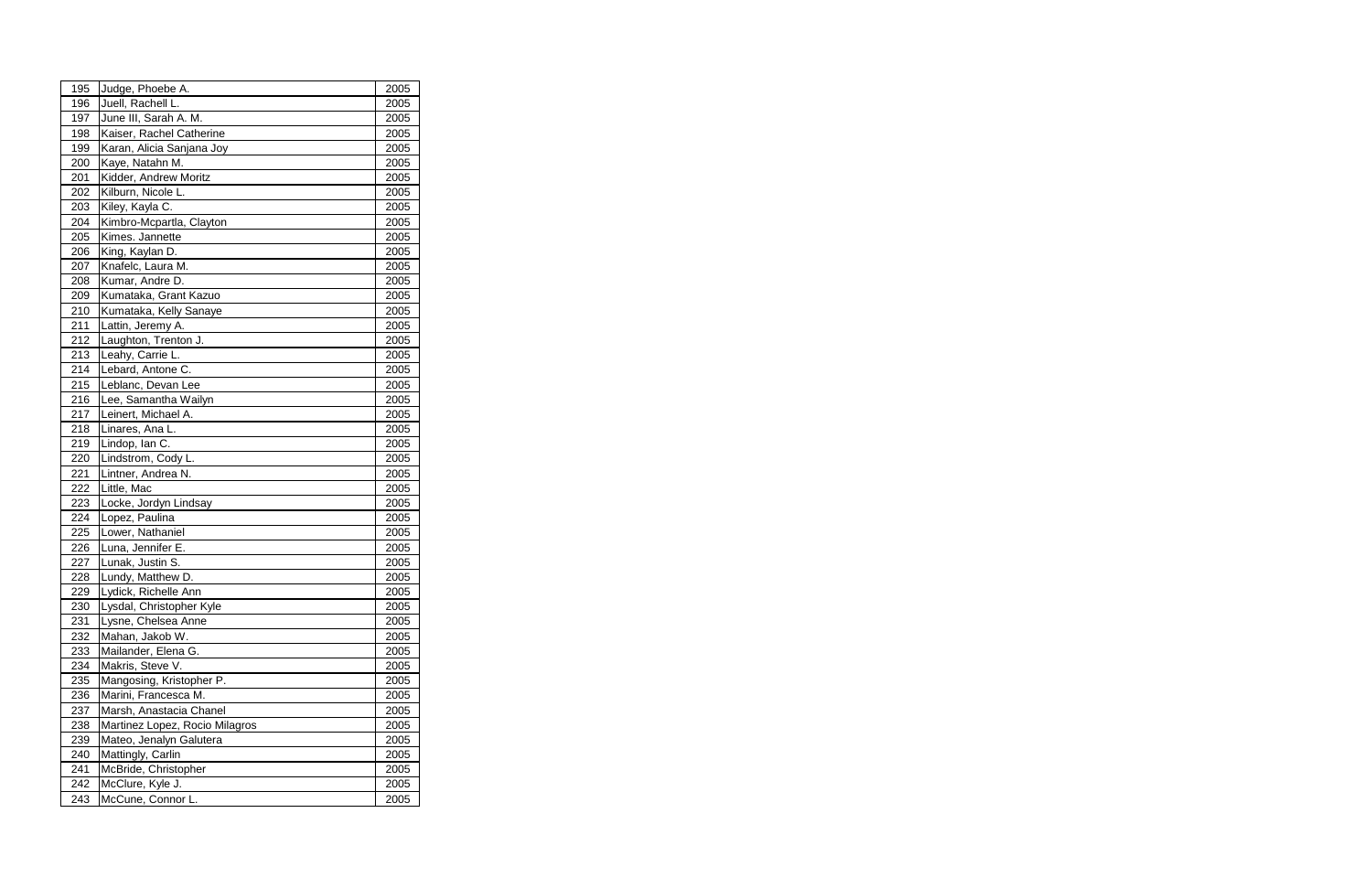| 195 | Judge, Phoebe A. | 2005 |
|---|---|---|
| 196 | Juell, Rachell L. | 2005 |
| 197 | June III, Sarah A. M. | 2005 |
| 198 | Kaiser, Rachel Catherine | 2005 |
| 199 | Karan, Alicia Sanjana Joy | 2005 |
| 200 | Kaye, Natahn M. | 2005 |
| 201 | Kidder, Andrew Moritz | 2005 |
| 202 | Kilburn, Nicole L. | 2005 |
| 203 | Kiley, Kayla C. | 2005 |
| 204 | Kimbro-Mcpartla, Clayton | 2005 |
| 205 | Kimes. Jannette | 2005 |
| 206 | King, Kaylan D. | 2005 |
| 207 | Knafelc, Laura M. | 2005 |
| 208 | Kumar, Andre D. | 2005 |
| 209 | Kumataka, Grant Kazuo | 2005 |
| 210 | Kumataka, Kelly Sanaye | 2005 |
| 211 | Lattin, Jeremy A. | 2005 |
| 212 | Laughton, Trenton J. | 2005 |
| 213 | Leahy, Carrie L. | 2005 |
| 214 | Lebard, Antone C. | 2005 |
| 215 | Leblanc, Devan Lee | 2005 |
| 216 | Lee, Samantha Wailyn | 2005 |
| 217 | Leinert, Michael A. | 2005 |
| 218 | Linares, Ana L. | 2005 |
| 219 | Lindop, Ian C. | 2005 |
| 220 | Lindstrom, Cody L. | 2005 |
| 221 | Lintner, Andrea N. | 2005 |
| 222 | Little, Mac | 2005 |
| 223 | Locke, Jordyn Lindsay | 2005 |
| 224 | Lopez, Paulina | 2005 |
| 225 | Lower, Nathaniel | 2005 |
| 226 | Luna, Jennifer E. | 2005 |
| 227 | Lunak, Justin S. | 2005 |
| 228 | Lundy, Matthew D. | 2005 |
| 229 | Lydick, Richelle Ann | 2005 |
| 230 | Lysdal, Christopher Kyle | 2005 |
| 231 | Lysne, Chelsea Anne | 2005 |
| 232 | Mahan, Jakob W. | 2005 |
| 233 | Mailander, Elena G. | 2005 |
| 234 | Makris, Steve V. | 2005 |
| 235 | Mangosing, Kristopher P. | 2005 |
| 236 | Marini, Francesca M. | 2005 |
| 237 | Marsh, Anastacia Chanel | 2005 |
| 238 | Martinez Lopez, Rocio Milagros | 2005 |
| 239 | Mateo, Jenalyn Galutera | 2005 |
| 240 | Mattingly, Carlin | 2005 |
| 241 | McBride, Christopher | 2005 |
| 242 | McClure, Kyle J. | 2005 |
| 243 | McCune, Connor L. | 2005 |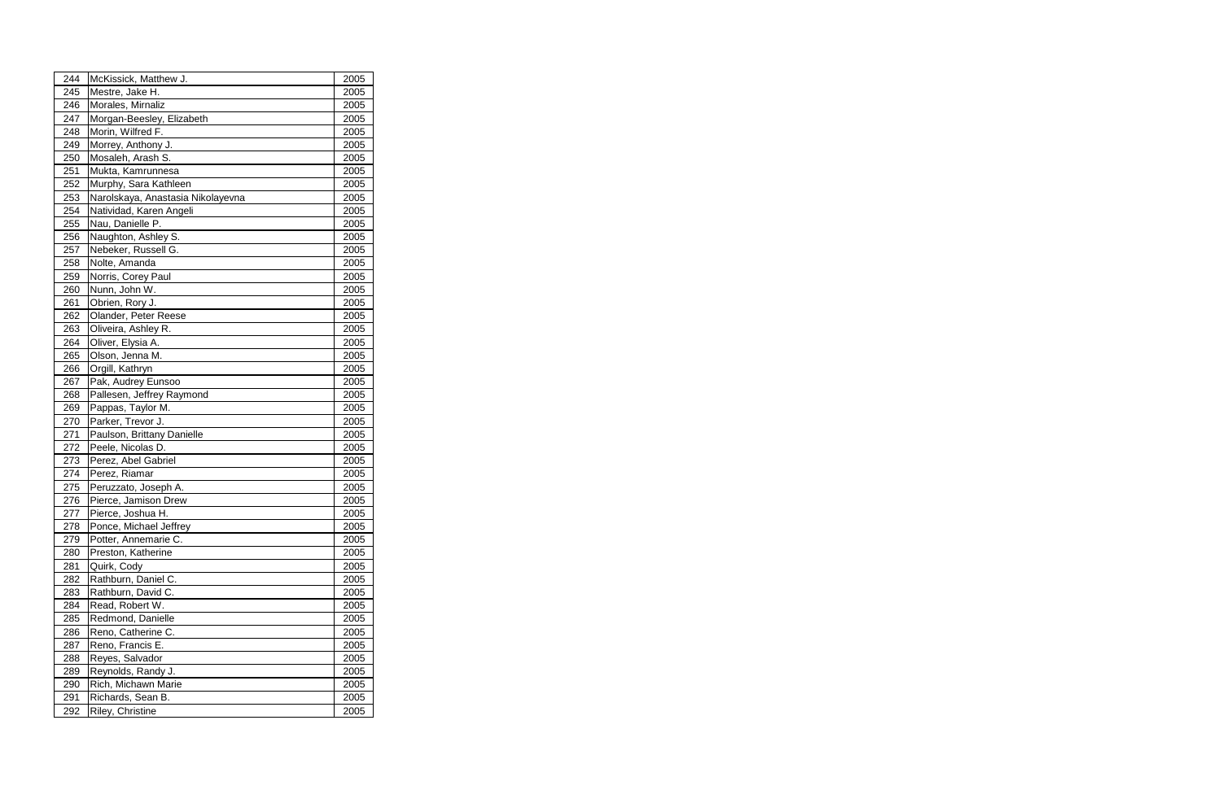| 244 | McKissick, Matthew J. | 2005 |
|---|---|---|
| 245 | Mestre, Jake H. | 2005 |
| 246 | Morales, Mirnaliz | 2005 |
| 247 | Morgan-Beesley, Elizabeth | 2005 |
| 248 | Morin, Wilfred F. | 2005 |
| 249 | Morrey, Anthony J. | 2005 |
| 250 | Mosaleh, Arash S. | 2005 |
| 251 | Mukta, Kamrunnesa | 2005 |
| 252 | Murphy, Sara Kathleen | 2005 |
| 253 | Narolskaya, Anastasia Nikolayevna | 2005 |
| 254 | Natividad, Karen Angeli | 2005 |
| 255 | Nau, Danielle P. | 2005 |
| 256 | Naughton, Ashley S. | 2005 |
| 257 | Nebeker, Russell G. | 2005 |
| 258 | Nolte, Amanda | 2005 |
| 259 | Norris, Corey Paul | 2005 |
| 260 | Nunn, John W. | 2005 |
| 261 | Obrien, Rory J. | 2005 |
| 262 | Olander, Peter Reese | 2005 |
| 263 | Oliveira, Ashley R. | 2005 |
| 264 | Oliver, Elysia A. | 2005 |
| 265 | Olson, Jenna M. | 2005 |
| 266 | Orgill, Kathryn | 2005 |
| 267 | Pak, Audrey Eunsoo | 2005 |
| 268 | Pallesen, Jeffrey Raymond | 2005 |
| 269 | Pappas, Taylor M. | 2005 |
| 270 | Parker, Trevor J. | 2005 |
| 271 | Paulson, Brittany Danielle | 2005 |
| 272 | Peele, Nicolas D. | 2005 |
| 273 | Perez, Abel Gabriel | 2005 |
| 274 | Perez, Riamar | 2005 |
| 275 | Peruzzato, Joseph A. | 2005 |
| 276 | Pierce, Jamison Drew | 2005 |
| 277 | Pierce, Joshua H. | 2005 |
| 278 | Ponce, Michael Jeffrey | 2005 |
| 279 | Potter, Annemarie C. | 2005 |
| 280 | Preston, Katherine | 2005 |
| 281 | Quirk, Cody | 2005 |
| 282 | Rathburn, Daniel C. | 2005 |
| 283 | Rathburn, David C. | 2005 |
| 284 | Read, Robert W. | 2005 |
| 285 | Redmond, Danielle | 2005 |
| 286 | Reno, Catherine C. | 2005 |
| 287 | Reno, Francis E. | 2005 |
| 288 | Reyes, Salvador | 2005 |
| 289 | Reynolds, Randy J. | 2005 |
| 290 | Rich, Michawn Marie | 2005 |
| 291 | Richards, Sean B. | 2005 |
| 292 | Riley, Christine | 2005 |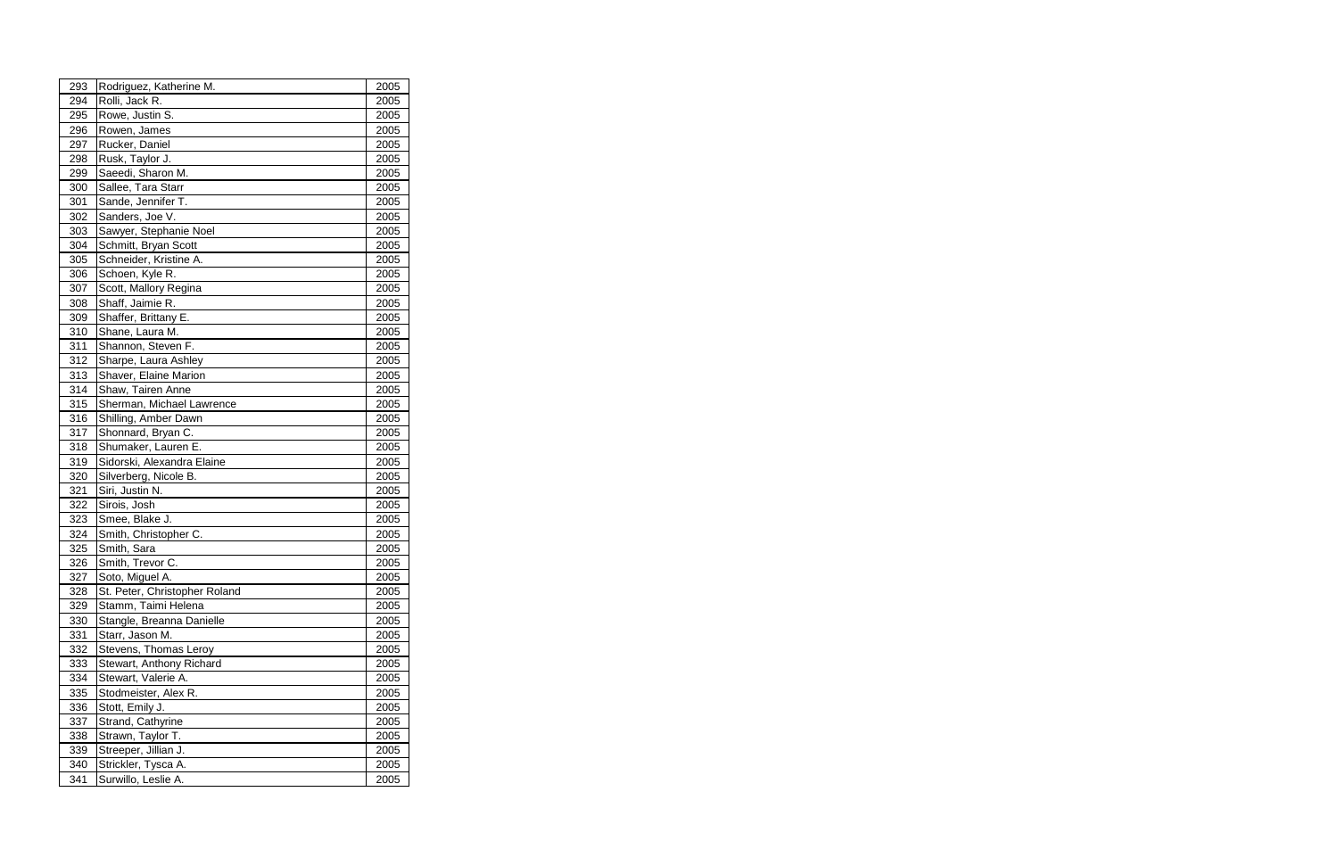| 293 | Rodriguez, Katherine M. | 2005 |
| --- | --- | --- |
| 294 | Rolli, Jack R. | 2005 |
| 295 | Rowe, Justin S. | 2005 |
| 296 | Rowen, James | 2005 |
| 297 | Rucker, Daniel | 2005 |
| 298 | Rusk, Taylor J. | 2005 |
| 299 | Saeedi, Sharon M. | 2005 |
| 300 | Sallee, Tara Starr | 2005 |
| 301 | Sande, Jennifer T. | 2005 |
| 302 | Sanders, Joe V. | 2005 |
| 303 | Sawyer, Stephanie Noel | 2005 |
| 304 | Schmitt, Bryan Scott | 2005 |
| 305 | Schneider, Kristine A. | 2005 |
| 306 | Schoen, Kyle R. | 2005 |
| 307 | Scott, Mallory Regina | 2005 |
| 308 | Shaff, Jaimie R. | 2005 |
| 309 | Shaffer, Brittany E. | 2005 |
| 310 | Shane, Laura M. | 2005 |
| 311 | Shannon, Steven F. | 2005 |
| 312 | Sharpe, Laura Ashley | 2005 |
| 313 | Shaver, Elaine Marion | 2005 |
| 314 | Shaw, Tairen Anne | 2005 |
| 315 | Sherman, Michael Lawrence | 2005 |
| 316 | Shilling, Amber Dawn | 2005 |
| 317 | Shonnard, Bryan C. | 2005 |
| 318 | Shumaker, Lauren E. | 2005 |
| 319 | Sidorski, Alexandra Elaine | 2005 |
| 320 | Silverberg, Nicole B. | 2005 |
| 321 | Siri, Justin N. | 2005 |
| 322 | Sirois, Josh | 2005 |
| 323 | Smee, Blake J. | 2005 |
| 324 | Smith, Christopher C. | 2005 |
| 325 | Smith, Sara | 2005 |
| 326 | Smith, Trevor C. | 2005 |
| 327 | Soto, Miguel A. | 2005 |
| 328 | St. Peter, Christopher Roland | 2005 |
| 329 | Stamm, Taimi Helena | 2005 |
| 330 | Stangle, Breanna Danielle | 2005 |
| 331 | Starr, Jason M. | 2005 |
| 332 | Stevens, Thomas Leroy | 2005 |
| 333 | Stewart, Anthony Richard | 2005 |
| 334 | Stewart, Valerie A. | 2005 |
| 335 | Stodmeister, Alex R. | 2005 |
| 336 | Stott, Emily J. | 2005 |
| 337 | Strand, Cathyrine | 2005 |
| 338 | Strawn, Taylor T. | 2005 |
| 339 | Streeper, Jillian J. | 2005 |
| 340 | Strickler, Tysca A. | 2005 |
| 341 | Surwillo, Leslie A. | 2005 |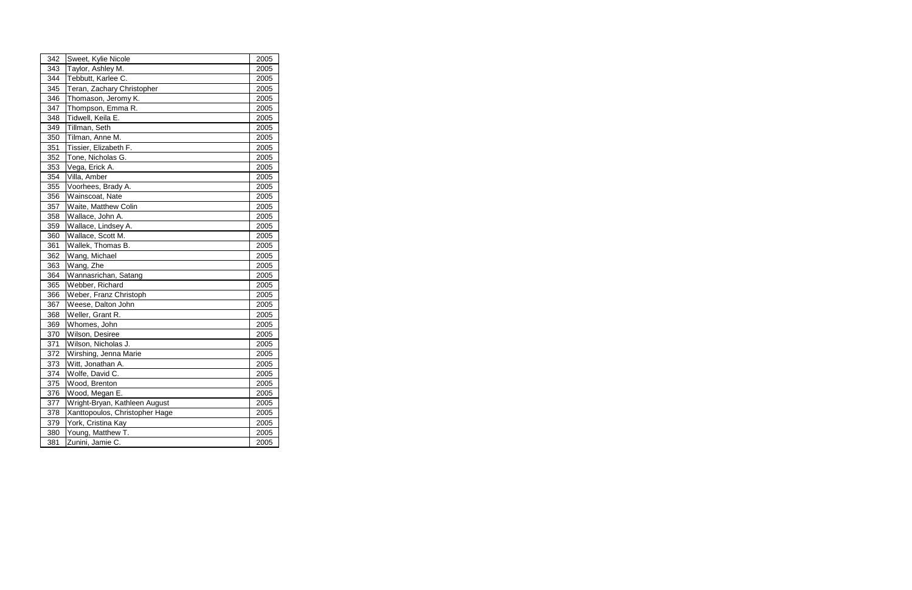| | | |
|---|---|---|
| 342 | Sweet, Kylie Nicole | 2005 |
| 343 | Taylor, Ashley M. | 2005 |
| 344 | Tebbutt, Karlee C. | 2005 |
| 345 | Teran, Zachary Christopher | 2005 |
| 346 | Thomason, Jeromy K. | 2005 |
| 347 | Thompson, Emma R. | 2005 |
| 348 | Tidwell, Keila E. | 2005 |
| 349 | Tillman, Seth | 2005 |
| 350 | Tilman, Anne M. | 2005 |
| 351 | Tissier, Elizabeth F. | 2005 |
| 352 | Tone, Nicholas G. | 2005 |
| 353 | Vega, Erick A. | 2005 |
| 354 | Villa, Amber | 2005 |
| 355 | Voorhees, Brady A. | 2005 |
| 356 | Wainscoat, Nate | 2005 |
| 357 | Waite, Matthew Colin | 2005 |
| 358 | Wallace, John A. | 2005 |
| 359 | Wallace, Lindsey A. | 2005 |
| 360 | Wallace, Scott M. | 2005 |
| 361 | Wallek, Thomas B. | 2005 |
| 362 | Wang, Michael | 2005 |
| 363 | Wang, Zhe | 2005 |
| 364 | Wannasrichan, Satang | 2005 |
| 365 | Webber, Richard | 2005 |
| 366 | Weber, Franz Christoph | 2005 |
| 367 | Weese, Dalton John | 2005 |
| 368 | Weller, Grant R. | 2005 |
| 369 | Whomes, John | 2005 |
| 370 | Wilson, Desiree | 2005 |
| 371 | Wilson, Nicholas J. | 2005 |
| 372 | Wirshing, Jenna Marie | 2005 |
| 373 | Witt, Jonathan A. | 2005 |
| 374 | Wolfe, David C. | 2005 |
| 375 | Wood, Brenton | 2005 |
| 376 | Wood, Megan E. | 2005 |
| 377 | Wright-Bryan, Kathleen August | 2005 |
| 378 | Xanttopoulos, Christopher Hage | 2005 |
| 379 | York, Cristina Kay | 2005 |
| 380 | Young, Matthew T. | 2005 |
| 381 | Zunini, Jamie C. | 2005 |